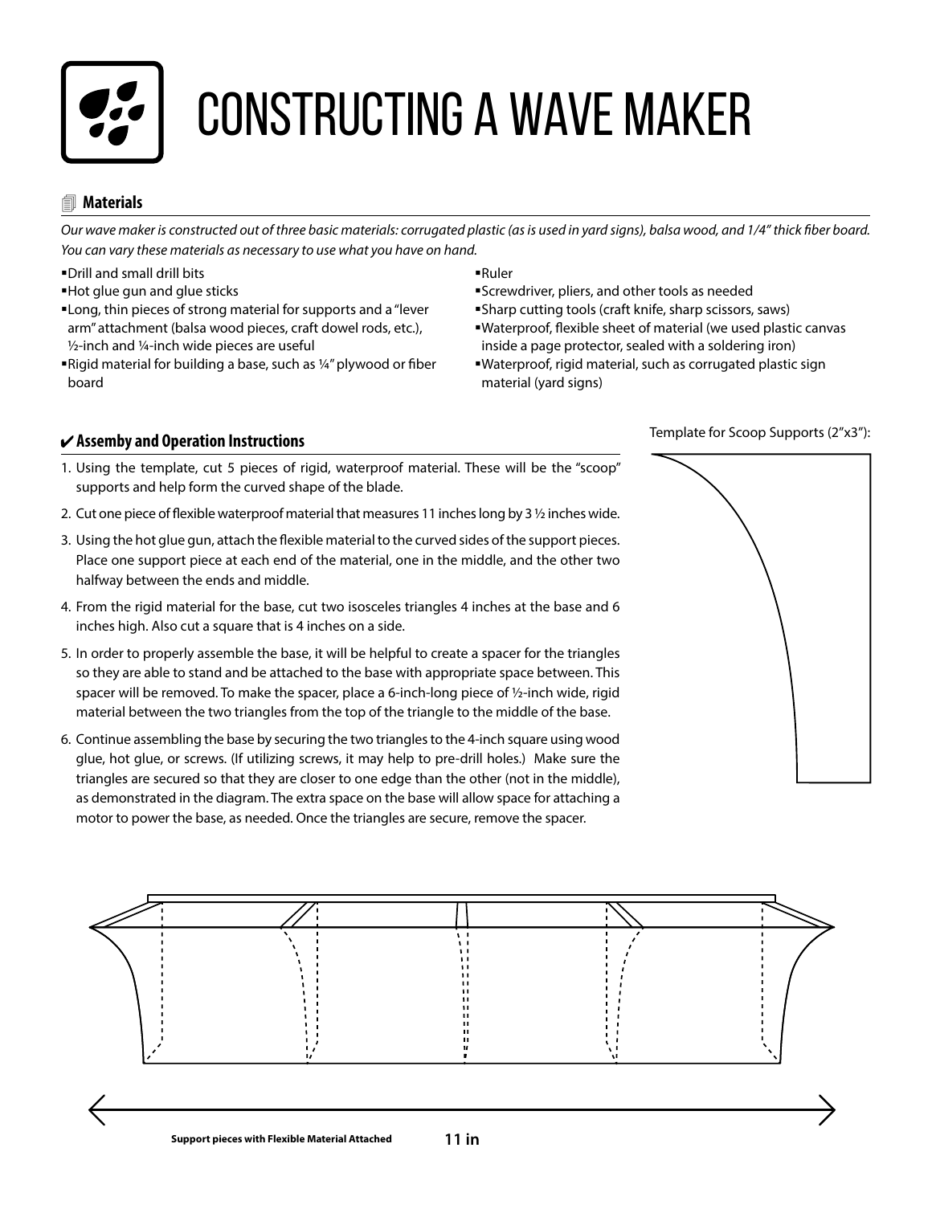# CONSTRUCTING A WAVE MAKER

## Materials

*Our wave maker is constructed out of three basic materials: corrugated plastic (as is used in yard signs), balsa wood, and 1/4" thick fiber board. You can vary these materials as necessary to use what you have on hand.*

- Drill and small drill bits
- Hot glue gun and glue sticks
- Long, thin pieces of strong material for supports and a "lever arm" attachment (balsa wood pieces, craft dowel rods, etc.), ½-inch and ¼-inch wide pieces are useful
- Rigid material for building a base, such as ¼" plywood or fiber board
- Ruler
- Screwdriver, pliers, and other tools as needed
- Sharp cutting tools (craft knife, sharp scissors, saws)
- Waterproof, flexible sheet of material (we used plastic canvas inside a page protector, sealed with a soldering iron)
- Waterproof, rigid material, such as corrugated plastic sign material (yard signs)

## ✔ Assemby and Operation Instructions

1. Using the template, cut 5 pieces of rigid, waterproof material. These will be the "scoop" supports and help form the curved shape of the blade.
2. Cut one piece of flexible waterproof material that measures 11 inches long by 3 ½ inches wide.
3. Using the hot glue gun, attach the flexible material to the curved sides of the support pieces. Place one support piece at each end of the material, one in the middle, and the other two halfway between the ends and middle.
4. From the rigid material for the base, cut two isosceles triangles 4 inches at the base and 6 inches high. Also cut a square that is 4 inches on a side.
5. In order to properly assemble the base, it will be helpful to create a spacer for the triangles so they are able to stand and be attached to the base with appropriate space between. This spacer will be removed. To make the spacer, place a 6-inch-long piece of ½-inch wide, rigid material between the two triangles from the top of the triangle to the middle of the base.
6. Continue assembling the base by securing the two triangles to the 4-inch square using wood glue, hot glue, or screws. (If utilizing screws, it may help to pre-drill holes.) Make sure the triangles are secured so that they are closer to one edge than the other (not in the middle), as demonstrated in the diagram. The extra space on the base will allow space for attaching a motor to power the base, as needed. Once the triangles are secure, remove the spacer.

Template for Scoop Supports (2"x3"):

**Support pieces with Flexible Material Attached**

**11 in**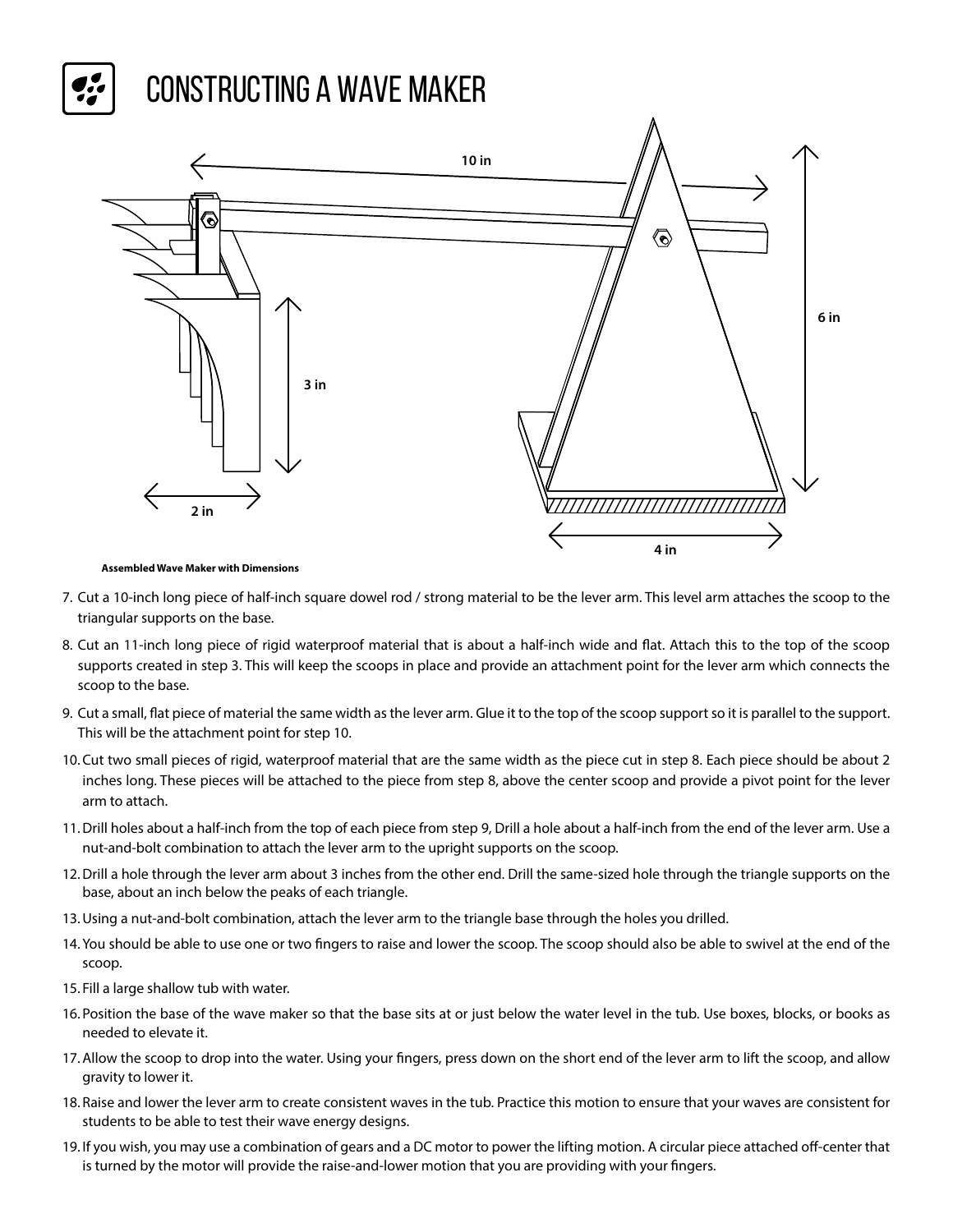# CONSTRUCTING A WAVE MAKER

10 in

6 in

3 in

2 in

4 in

**Assembled Wave Maker with Dimensions**

7. Cut a 10-inch long piece of half-inch square dowel rod / strong material to be the lever arm. This level arm attaches the scoop to the triangular supports on the base.
8. Cut an 11-inch long piece of rigid waterproof material that is about a half-inch wide and flat. Attach this to the top of the scoop supports created in step 3. This will keep the scoops in place and provide an attachment point for the lever arm which connects the scoop to the base.
9. Cut a small, flat piece of material the same width as the lever arm. Glue it to the top of the scoop support so it is parallel to the support. This will be the attachment point for step 10.
10. Cut two small pieces of rigid, waterproof material that are the same width as the piece cut in step 8. Each piece should be about 2 inches long. These pieces will be attached to the piece from step 8, above the center scoop and provide a pivot point for the lever arm to attach.
11. Drill holes about a half-inch from the top of each piece from step 9, Drill a hole about a half-inch from the end of the lever arm. Use a nut-and-bolt combination to attach the lever arm to the upright supports on the scoop.
12. Drill a hole through the lever arm about 3 inches from the other end. Drill the same-sized hole through the triangle supports on the base, about an inch below the peaks of each triangle.
13. Using a nut-and-bolt combination, attach the lever arm to the triangle base through the holes you drilled.
14. You should be able to use one or two fingers to raise and lower the scoop. The scoop should also be able to swivel at the end of the scoop.
15. Fill a large shallow tub with water.
16. Position the base of the wave maker so that the base sits at or just below the water level in the tub. Use boxes, blocks, or books as needed to elevate it.
17. Allow the scoop to drop into the water. Using your fingers, press down on the short end of the lever arm to lift the scoop, and allow gravity to lower it.
18. Raise and lower the lever arm to create consistent waves in the tub. Practice this motion to ensure that your waves are consistent for students to be able to test their wave energy designs.
19. If you wish, you may use a combination of gears and a DC motor to power the lifting motion. A circular piece attached off-center that is turned by the motor will provide the raise-and-lower motion that you are providing with your fingers.